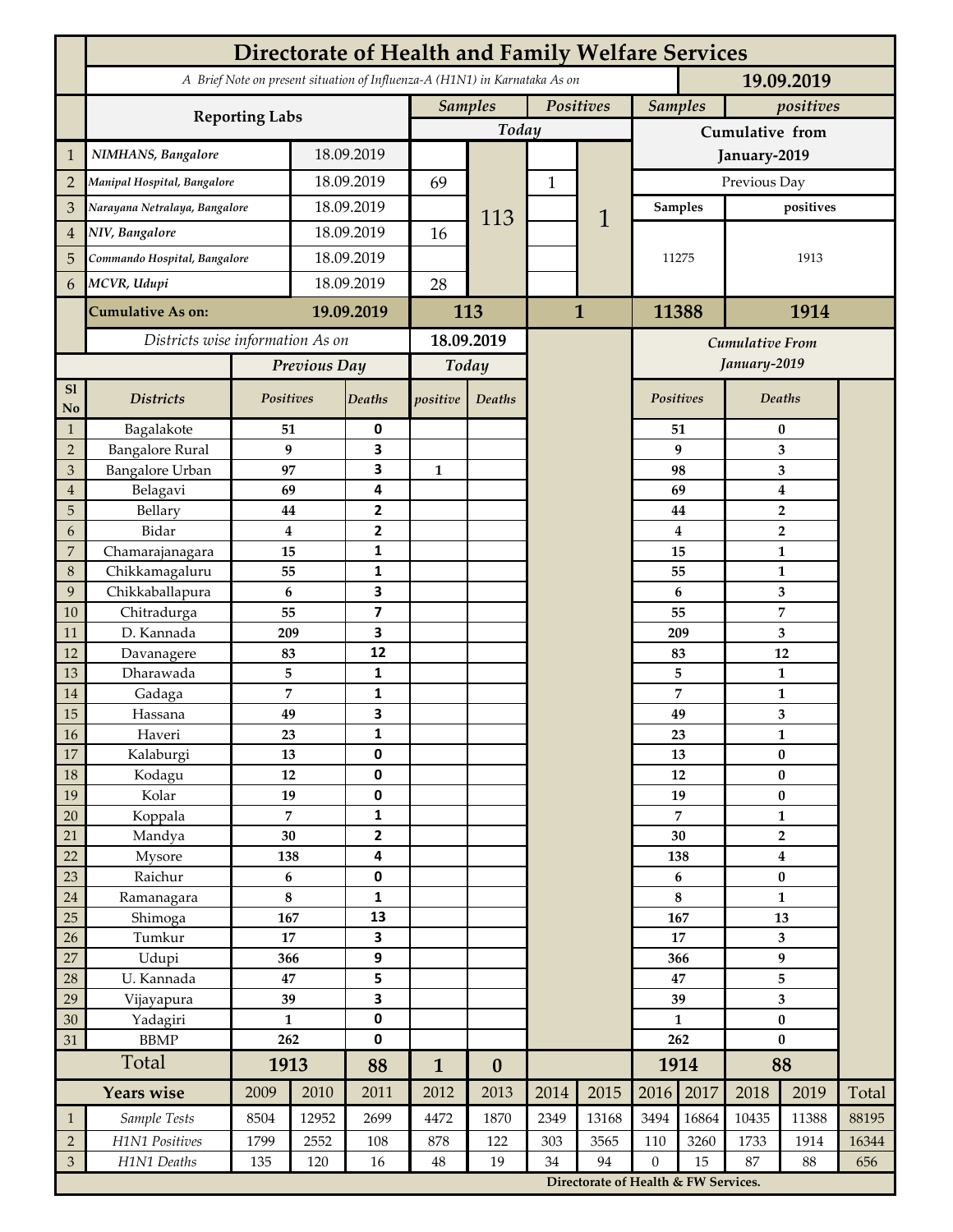# Directorate of Health and Family Welfare Services

*A Brief Note on present situation of Influenza-A (H1N1) in Karnataka As on* **19.09.2019**

| | Reporting Labs | | Samples Today | | Positives Today | | Samples (Cumulative from January-2019, Previous Day) | positives (Cumulative from January-2019, Previous Day) |
|---|---|---|---|---|---|---|---|---|
| 1 | *NIMHANS, Bangalore* | 18.09.2019 | | 113 | | 1 | 11275 | 1913 |
| 2 | *Manipal Hospital, Bangalore* | 18.09.2019 | 69 | | 1 | | | |
| 3 | *Narayana Netralaya, Bangalore* | 18.09.2019 | | | | | | |
| 4 | *NIV, Bangalore* | 18.09.2019 | 16 | | | | | |
| 5 | *Commando Hospital, Bangalore* | 18.09.2019 | | | | | | |
| 6 | *MCVR, Udupi* | 18.09.2019 | 28 | | | | | |
| | **Cumulative As on:** | **19.09.2019** | **113** | | **1** | | **11388** | **1914** |

*Districts wise information As on* **18.09.2019**

| Sl No | Districts | Previous Day Positives | Previous Day Deaths | Today positive | Today Deaths | Cumulative From January-2019 Positives | Cumulative From January-2019 Deaths |
|---|---|---|---|---|---|---|---|
| 1 | Bagalakote | 51 | 0 | | | 51 | 0 |
| 2 | Bangalore Rural | 9 | 3 | | | 9 | 3 |
| 3 | Bangalore Urban | 97 | 3 | 1 | | 98 | 3 |
| 4 | Belagavi | 69 | 4 | | | 69 | 4 |
| 5 | Bellary | 44 | 2 | | | 44 | 2 |
| 6 | Bidar | 4 | 2 | | | 4 | 2 |
| 7 | Chamarajanagara | 15 | 1 | | | 15 | 1 |
| 8 | Chikkamagaluru | 55 | 1 | | | 55 | 1 |
| 9 | Chikkaballapura | 6 | 3 | | | 6 | 3 |
| 10 | Chitradurga | 55 | 7 | | | 55 | 7 |
| 11 | D. Kannada | 209 | 3 | | | 209 | 3 |
| 12 | Davanagere | 83 | 12 | | | 83 | 12 |
| 13 | Dharawada | 5 | 1 | | | 5 | 1 |
| 14 | Gadaga | 7 | 1 | | | 7 | 1 |
| 15 | Hassana | 49 | 3 | | | 49 | 3 |
| 16 | Haveri | 23 | 1 | | | 23 | 1 |
| 17 | Kalaburgi | 13 | 0 | | | 13 | 0 |
| 18 | Kodagu | 12 | 0 | | | 12 | 0 |
| 19 | Kolar | 19 | 0 | | | 19 | 0 |
| 20 | Koppala | 7 | 1 | | | 7 | 1 |
| 21 | Mandya | 30 | 2 | | | 30 | 2 |
| 22 | Mysore | 138 | 4 | | | 138 | 4 |
| 23 | Raichur | 6 | 0 | | | 6 | 0 |
| 24 | Ramanagara | 8 | 1 | | | 8 | 1 |
| 25 | Shimoga | 167 | 13 | | | 167 | 13 |
| 26 | Tumkur | 17 | 3 | | | 17 | 3 |
| 27 | Udupi | 366 | 9 | | | 366 | 9 |
| 28 | U. Kannada | 47 | 5 | | | 47 | 5 |
| 29 | Vijayapura | 39 | 3 | | | 39 | 3 |
| 30 | Yadagiri | 1 | 0 | | | 1 | 0 |
| 31 | BBMP | 262 | 0 | | | 262 | 0 |
| | **Total** | **1913** | **88** | **1** | **0** | **1914** | **88** |

| | Years wise | 2009 | 2010 | 2011 | 2012 | 2013 | 2014 | 2015 | 2016 | 2017 | 2018 | 2019 | Total |
|---|---|---|---|---|---|---|---|---|---|---|---|---|---|
| 1 | *Sample Tests* | 8504 | 12952 | 2699 | 4472 | 1870 | 2349 | 13168 | 3494 | 16864 | 10435 | 11388 | 88195 |
| 2 | *H1N1 Positives* | 1799 | 2552 | 108 | 878 | 122 | 303 | 3565 | 110 | 3260 | 1733 | 1914 | 16344 |
| 3 | *H1N1 Deaths* | 135 | 120 | 16 | 48 | 19 | 34 | 94 | 0 | 15 | 87 | 88 | 656 |

**Directorate of Health & FW Services.**